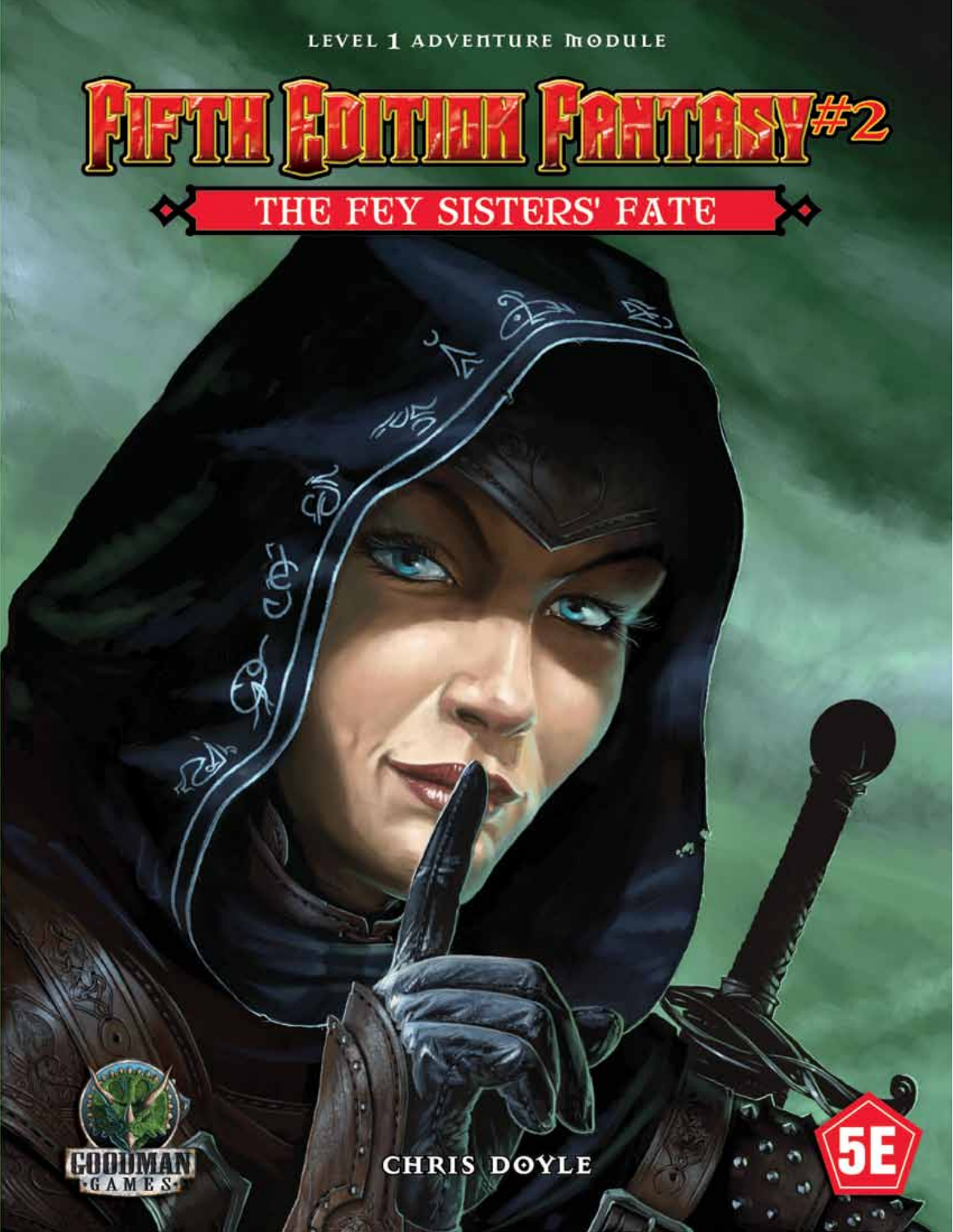LEVEL 1 ADVENTURE MODULE

# FIFTH EDITION FANTASY #2

## THE FEY SISTERS' FATE

CHRIS DOYLE

GOODMAN GAMES

5E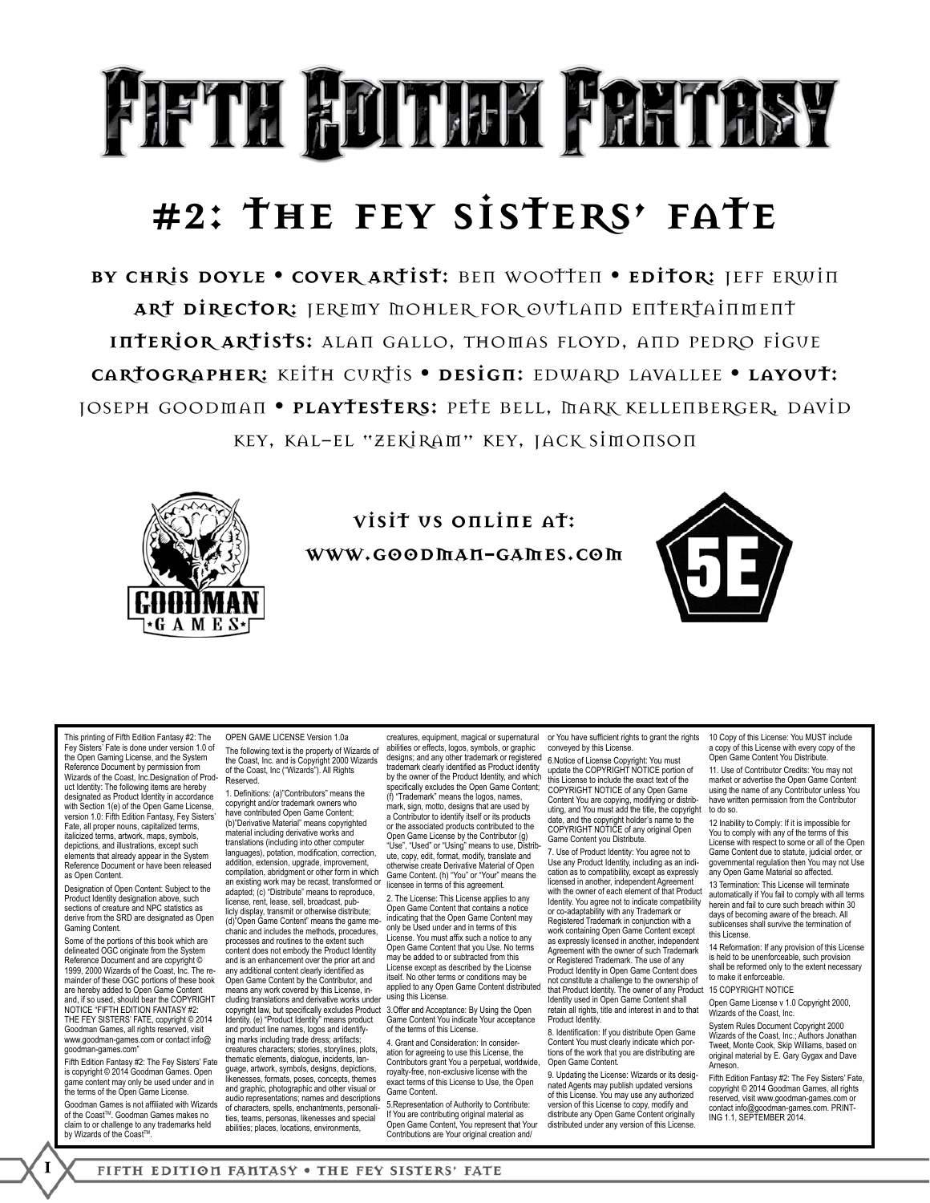# Fifth Edition Fantasy

## #2: The Fey Sisters' Fate

**By Chris Doyle • Cover Artist:** Ben Wootten **• Editor:** Jeff Erwin

**Art Director:** Jeremy Mohler for Outland Entertainment

**Interior Artists:** Alan Gallo, Thomas Floyd, and Pedro Figue

**Cartographer:** Keith Curtis **• Design:** Edward Lavallee **• Layout:** Joseph Goodman **• Playtesters:** Pete Bell, Mark Kellenberger, David Key, Kal-El "Zekiram" Key, Jack Simonson

Visit us online at:

www.goodman-games.com

This printing of Fifth Edition Fantasy #2: The Fey Sisters' Fate is done under version 1.0 of the Open Gaming License, and the System Reference Document by permission from Wizards of the Coast, Inc.Designation of Product Identity: The following items are hereby designated as Product Identity in accordance with Section 1(e) of the Open Game License, version 1.0: Fifth Edition Fantasy, Fey Sisters' Fate, all proper nouns, capitalized terms, italicized terms, artwork, maps, symbols, depictions, and illustrations, except such elements that already appear in the System Reference Document or have been released as Open Content.

Designation of Open Content: Subject to the Product Identity designation above, such sections of creature and NPC statistics as derive from the SRD are designated as Open Gaming Content.

Some of the portions of this book which are delineated OGC originate from the System Reference Document and are copyright © 1999, 2000 Wizards of the Coast, Inc. The remainder of these OGC portions of these book are hereby added to Open Game Content and, if so used, should bear the COPYRIGHT NOTICE "FIFTH EDITION FANTASY #2: THE FEY SISTERS' FATE, copyright © 2014 Goodman Games, all rights reserved, visit www.goodman-games.com or contact info@goodman-games.com"

Fifth Edition Fantasy #2: The Fey Sisters' Fate is copyright © 2014 Goodman Games. Open game content may only be used under and in the terms of the Open Game License.

Goodman Games is not affiliated with Wizards of the Coast™. Goodman Games makes no claim to or challenge to any trademarks held by Wizards of the Coast™.

OPEN GAME LICENSE Version 1.0a

The following text is the property of Wizards of the Coast, Inc. and is Copyright 2000 Wizards of the Coast, Inc ("Wizards"). All Rights Reserved.

1. Definitions: (a)"Contributors" means the copyright and/or trademark owners who have contributed Open Game Content; (b)"Derivative Material" means copyrighted material including derivative works and translations (including into other computer languages), potation, modification, correction, addition, extension, upgrade, improvement, compilation, abridgment or other form in which an existing work may be recast, transformed or adapted; (c) "Distribute" means to reproduce, license, rent, lease, sell, broadcast, publicly display, transmit or otherwise distribute; (d)"Open Game Content" means the game mechanic and includes the methods, procedures, processes and routines to the extent such content does not embody the Product Identity and is an enhancement over the prior art and any additional content clearly identified as Open Game Content by the Contributor, and means any work covered by this License, including translations and derivative works under copyright law, but specifically excludes Product Identity. (e) "Product Identity" means product and product line names, logos and identifying marks including trade dress; artifacts; creatures characters; stories, storylines, plots, thematic elements, dialogue, incidents, language, artwork, symbols, designs, depictions, likenesses, formats, poses, concepts, themes and graphic, photographic and other visual or audio representations; names and descriptions of characters, spells, enchantments, personalities, teams, personas, likenesses and special abilities; places, locations, environments, creatures, equipment, magical or supernatural abilities or effects, logos, symbols, or graphic designs; and any other trademark or registered trademark clearly identified as Product identity by the owner of the Product Identity, and which specifically excludes the Open Game Content; (f) "Trademark" means the logos, names, mark, sign, motto, designs that are used by a Contributor to identify itself or its products or the associated products contributed to the Open Game License by the Contributor (g) "Use", "Used" or "Using" means to use, Distribute, copy, edit, format, modify, translate and otherwise create Derivative Material of Open Game Content. (h) "You" or "Your" means the licensee in terms of this agreement.

2. The License: This License applies to any Open Game Content that contains a notice indicating that the Open Game Content may only be Used under and in terms of this License. You must affix such a notice to any Open Game Content that you Use. No terms may be added to or subtracted from this License except as described by the License itself. No other terms or conditions may be applied to any Open Game Content distributed using this License.

3.Offer and Acceptance: By Using the Open Game Content You indicate Your acceptance of the terms of this License.

4. Grant and Consideration: In consideration for agreeing to use this License, the Contributors grant You a perpetual, worldwide, royalty-free, non-exclusive license with the exact terms of this License to Use, the Open Game Content.

5.Representation of Authority to Contribute: If You are contributing original material as Open Game Content, You represent that Your Contributions are Your original creation and/or You have sufficient rights to grant the rights conveyed by this License.

6.Notice of License Copyright: You must update the COPYRIGHT NOTICE portion of this License to include the exact text of the COPYRIGHT NOTICE of any Open Game Content You are copying, modifying or distributing, and You must add the title, the copyright date, and the copyright holder's name to the COPYRIGHT NOTICE of any original Open Game Content you Distribute.

7. Use of Product Identity: You agree not to Use any Product Identity, including as an indication as to compatibility, except as expressly licensed in another, independent Agreement with the owner of each element of that Product Identity. You agree not to indicate compatibility or co-adaptability with any Trademark or Registered Trademark in conjunction with a work containing Open Game Content except as expressly licensed in another, independent Agreement with the owner of such Trademark or Registered Trademark. The use of any Product Identity in Open Game Content does not constitute a challenge to the ownership of that Product Identity. The owner of any Product Identity used in Open Game Content shall retain all rights, title and interest in and to that Product Identity.

8. Identification: If you distribute Open Game Content You must clearly indicate which portions of the work that you are distributing are Open Game Content.

9. Updating the License: Wizards or its designated Agents may publish updated versions of this License. You may use any authorized version of this License to copy, modify and distribute any Open Game Content originally distributed under any version of this License.

10 Copy of this License: You MUST include a copy of this License with every copy of the Open Game Content You Distribute.

11. Use of Contributor Credits: You may not market or advertise the Open Game Content using the name of any Contributor unless You have written permission from the Contributor to do so.

12 Inability to Comply: If it is impossible for You to comply with any of the terms of this License with respect to some or all of the Open Game Content due to statute, judicial order, or governmental regulation then You may not Use any Open Game Material so affected.

13 Termination: This License will terminate automatically if You fail to comply with all terms herein and fail to cure such breach within 30 days of becoming aware of the breach. All sublicenses shall survive the termination of this License.

14 Reformation: If any provision of this License is held to be unenforceable, such provision shall be reformed only to the extent necessary to make it enforceable.

15 COPYRIGHT NOTICE

Open Game License v 1.0 Copyright 2000, Wizards of the Coast, Inc.

System Rules Document Copyright 2000 Wizards of the Coast, Inc.; Authors Jonathan Tweet, Monte Cook, Skip Williams, based on original material by E. Gary Gygax and Dave Arneson.

Fifth Edition Fantasy #2: The Fey Sisters' Fate, copyright © 2014 Goodman Games, all rights reserved, visit www.goodman-games.com or contact info@goodman-games.com. PRINTING 1.1, SEPTEMBER 2014.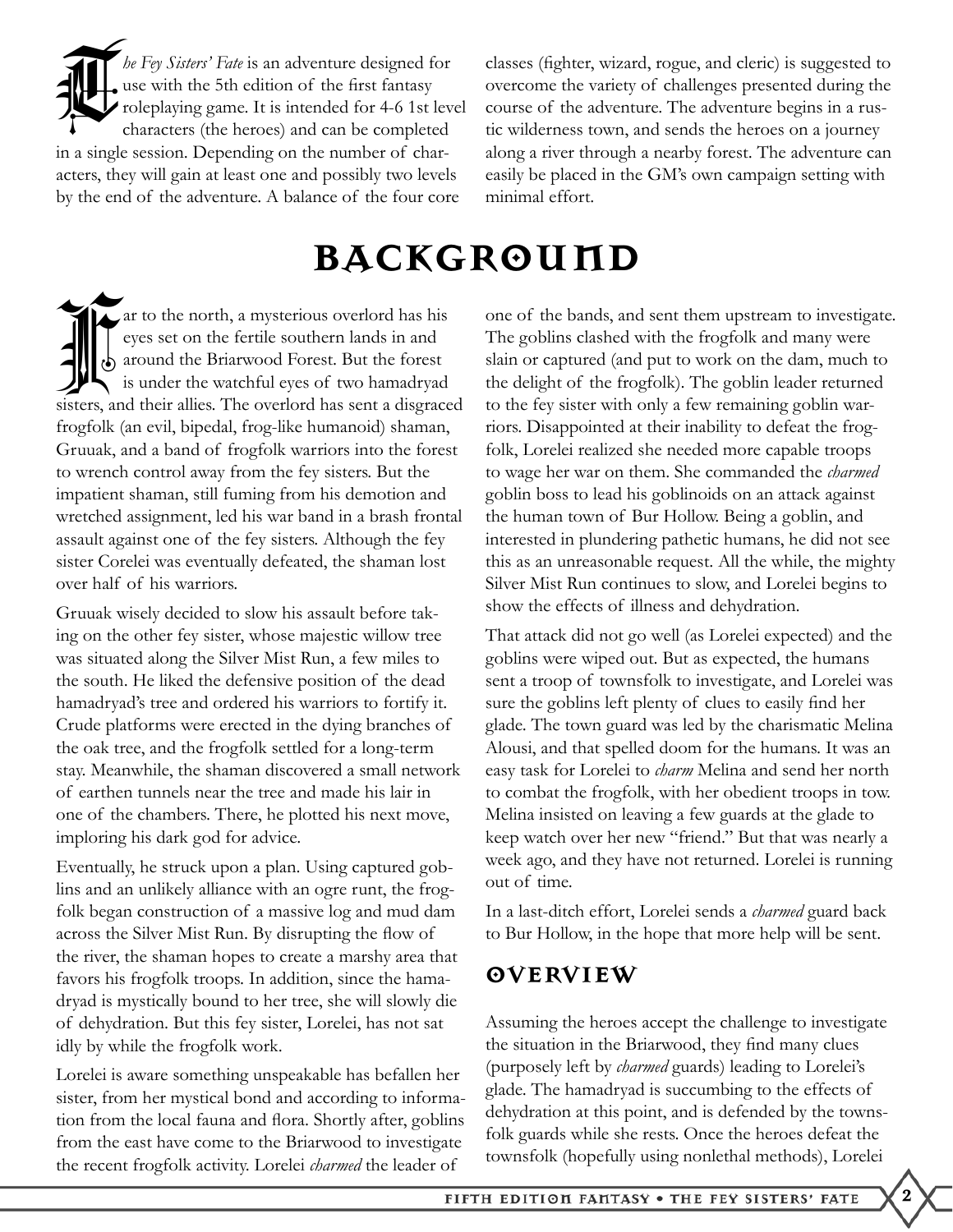*The Fey Sisters' Fate* is an adventure designed for use with the 5th edition of the first fantasy roleplaying game. It is intended for 4-6 1st level characters (the heroes) and can be completed in a single session. Depending on the number of characters, they will gain at least one and possibly two levels by the end of the adventure. A balance of the four core classes (fighter, wizard, rogue, and cleric) is suggested to overcome the variety of challenges presented during the course of the adventure. The adventure begins in a rustic wilderness town, and sends the heroes on a journey along a river through a nearby forest. The adventure can easily be placed in the GM's own campaign setting with minimal effort.

# Background

Far to the north, a mysterious overlord has his eyes set on the fertile southern lands in and around the Briarwood Forest. But the forest is under the watchful eyes of two hamadryad sisters, and their allies. The overlord has sent a disgraced frogfolk (an evil, bipedal, frog-like humanoid) shaman, Gruuak, and a band of frogfolk warriors into the forest to wrench control away from the fey sisters. But the impatient shaman, still fuming from his demotion and wretched assignment, led his war band in a brash frontal assault against one of the fey sisters. Although the fey sister Corelei was eventually defeated, the shaman lost over half of his warriors.

Gruuak wisely decided to slow his assault before taking on the other fey sister, whose majestic willow tree was situated along the Silver Mist Run, a few miles to the south. He liked the defensive position of the dead hamadryad's tree and ordered his warriors to fortify it. Crude platforms were erected in the dying branches of the oak tree, and the frogfolk settled for a long-term stay. Meanwhile, the shaman discovered a small network of earthen tunnels near the tree and made his lair in one of the chambers. There, he plotted his next move, imploring his dark god for advice.

Eventually, he struck upon a plan. Using captured goblins and an unlikely alliance with an ogre runt, the frogfolk began construction of a massive log and mud dam across the Silver Mist Run. By disrupting the flow of the river, the shaman hopes to create a marshy area that favors his frogfolk troops. In addition, since the hamadryad is mystically bound to her tree, she will slowly die of dehydration. But this fey sister, Lorelei, has not sat idly by while the frogfolk work.

Lorelei is aware something unspeakable has befallen her sister, from her mystical bond and according to information from the local fauna and flora. Shortly after, goblins from the east have come to the Briarwood to investigate the recent frogfolk activity. Lorelei *charmed* the leader of one of the bands, and sent them upstream to investigate. The goblins clashed with the frogfolk and many were slain or captured (and put to work on the dam, much to the delight of the frogfolk). The goblin leader returned to the fey sister with only a few remaining goblin warriors. Disappointed at their inability to defeat the frogfolk, Lorelei realized she needed more capable troops to wage her war on them. She commanded the *charmed* goblin boss to lead his goblinoids on an attack against the human town of Bur Hollow. Being a goblin, and interested in plundering pathetic humans, he did not see this as an unreasonable request. All the while, the mighty Silver Mist Run continues to slow, and Lorelei begins to show the effects of illness and dehydration.

That attack did not go well (as Lorelei expected) and the goblins were wiped out. But as expected, the humans sent a troop of townsfolk to investigate, and Lorelei was sure the goblins left plenty of clues to easily find her glade. The town guard was led by the charismatic Melina Alousi, and that spelled doom for the humans. It was an easy task for Lorelei to *charm* Melina and send her north to combat the frogfolk, with her obedient troops in tow. Melina insisted on leaving a few guards at the glade to keep watch over her new "friend." But that was nearly a week ago, and they have not returned. Lorelei is running out of time.

In a last-ditch effort, Lorelei sends a *charmed* guard back to Bur Hollow, in the hope that more help will be sent.

## Overview

Assuming the heroes accept the challenge to investigate the situation in the Briarwood, they find many clues (purposely left by *charmed* guards) leading to Lorelei's glade. The hamadryad is succumbing to the effects of dehydration at this point, and is defended by the townsfolk guards while she rests. Once the heroes defeat the townsfolk (hopefully using nonlethal methods), Lorelei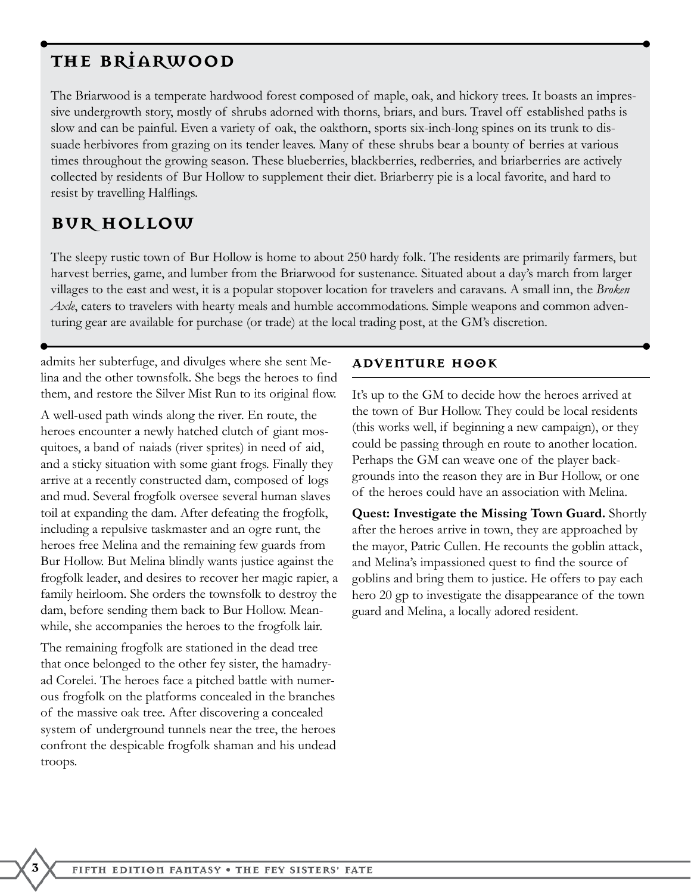## The Briarwood

The Briarwood is a temperate hardwood forest composed of maple, oak, and hickory trees. It boasts an impressive undergrowth story, mostly of shrubs adorned with thorns, briars, and burs. Travel off established paths is slow and can be painful. Even a variety of oak, the oakthorn, sports six-inch-long spines on its trunk to dissuade herbivores from grazing on its tender leaves. Many of these shrubs bear a bounty of berries at various times throughout the growing season. These blueberries, blackberries, redberries, and briarberries are actively collected by residents of Bur Hollow to supplement their diet. Briarberry pie is a local favorite, and hard to resist by travelling Halflings.

## Bur Hollow

The sleepy rustic town of Bur Hollow is home to about 250 hardy folk. The residents are primarily farmers, but harvest berries, game, and lumber from the Briarwood for sustenance. Situated about a day's march from larger villages to the east and west, it is a popular stopover location for travelers and caravans. A small inn, the *Broken Axle*, caters to travelers with hearty meals and humble accommodations. Simple weapons and common adventuring gear are available for purchase (or trade) at the local trading post, at the GM's discretion.

admits her subterfuge, and divulges where she sent Melina and the other townsfolk. She begs the heroes to find them, and restore the Silver Mist Run to its original flow.

A well-used path winds along the river. En route, the heroes encounter a newly hatched clutch of giant mosquitoes, a band of naiads (river sprites) in need of aid, and a sticky situation with some giant frogs. Finally they arrive at a recently constructed dam, composed of logs and mud. Several frogfolk oversee several human slaves toil at expanding the dam. After defeating the frogfolk, including a repulsive taskmaster and an ogre runt, the heroes free Melina and the remaining few guards from Bur Hollow. But Melina blindly wants justice against the frogfolk leader, and desires to recover her magic rapier, a family heirloom. She orders the townsfolk to destroy the dam, before sending them back to Bur Hollow. Meanwhile, she accompanies the heroes to the frogfolk lair.

The remaining frogfolk are stationed in the dead tree that once belonged to the other fey sister, the hamadryad Corelei. The heroes face a pitched battle with numerous frogfolk on the platforms concealed in the branches of the massive oak tree. After discovering a concealed system of underground tunnels near the tree, the heroes confront the despicable frogfolk shaman and his undead troops.

### Adventure Hook

It's up to the GM to decide how the heroes arrived at the town of Bur Hollow. They could be local residents (this works well, if beginning a new campaign), or they could be passing through en route to another location. Perhaps the GM can weave one of the player backgrounds into the reason they are in Bur Hollow, or one of the heroes could have an association with Melina.

**Quest: Investigate the Missing Town Guard.** Shortly after the heroes arrive in town, they are approached by the mayor, Patric Cullen. He recounts the goblin attack, and Melina's impassioned quest to find the source of goblins and bring them to justice. He offers to pay each hero 20 gp to investigate the disappearance of the town guard and Melina, a locally adored resident.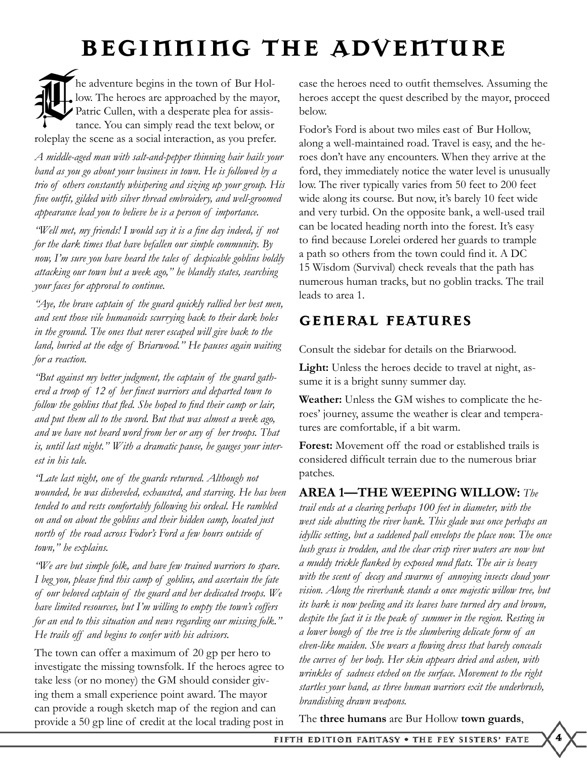# Beginning the Adventure

The adventure begins in the town of Bur Hollow. The heroes are approached by the mayor, Patric Cullen, with a desperate plea for assistance. You can simply read the text below, or roleplay the scene as a social interaction, as you prefer.

*A middle-aged man with salt-and-pepper thinning hair hails your band as you go about your business in town. He is followed by a trio of others constantly whispering and sizing up your group. His fine outfit, gilded with silver thread embroidery, and well-groomed appearance lead you to believe he is a person of importance.*

*"Well met, my friends! I would say it is a fine day indeed, if not for the dark times that have befallen our simple community. By now, I'm sure you have heard the tales of despicable goblins boldly attacking our town but a week ago," he blandly states, searching your faces for approval to continue.*

*"Aye, the brave captain of the guard quickly rallied her best men, and sent those vile humanoids scurrying back to their dark holes in the ground. The ones that never escaped will give back to the land, buried at the edge of Briarwood." He pauses again waiting for a reaction.*

*"But against my better judgment, the captain of the guard gathered a troop of 12 of her finest warriors and departed town to follow the goblins that fled. She hoped to find their camp or lair, and put them all to the sword. But that was almost a week ago, and we have not heard word from her or any of her troops. That is, until last night." With a dramatic pause, he gauges your interest in his tale.*

*"Late last night, one of the guards returned. Although not wounded, he was disheveled, exhausted, and starving. He has been tended to and rests comfortably following his ordeal. He rambled on and on about the goblins and their hidden camp, located just north of the road across Fodor's Ford a few hours outside of town," he explains.*

*"We are but simple folk, and have few trained warriors to spare. I beg you, please find this camp of goblins, and ascertain the fate of our beloved captain of the guard and her dedicated troops. We have limited resources, but I'm willing to empty the town's coffers for an end to this situation and news regarding our missing folk." He trails off and begins to confer with his advisors.*

The town can offer a maximum of 20 gp per hero to investigate the missing townsfolk. If the heroes agree to take less (or no money) the GM should consider giving them a small experience point award. The mayor can provide a rough sketch map of the region and can provide a 50 gp line of credit at the local trading post in case the heroes need to outfit themselves. Assuming the heroes accept the quest described by the mayor, proceed below.

Fodor's Ford is about two miles east of Bur Hollow, along a well-maintained road. Travel is easy, and the heroes don't have any encounters. When they arrive at the ford, they immediately notice the water level is unusually low. The river typically varies from 50 feet to 200 feet wide along its course. But now, it's barely 10 feet wide and very turbid. On the opposite bank, a well-used trail can be located heading north into the forest. It's easy to find because Lorelei ordered her guards to trample a path so others from the town could find it. A DC 15 Wisdom (Survival) check reveals that the path has numerous human tracks, but no goblin tracks. The trail leads to area 1.

## General Features

Consult the sidebar for details on the Briarwood.

**Light:** Unless the heroes decide to travel at night, assume it is a bright sunny summer day.

**Weather:** Unless the GM wishes to complicate the heroes' journey, assume the weather is clear and temperatures are comfortable, if a bit warm.

**Forest:** Movement off the road or established trails is considered difficult terrain due to the numerous briar patches.

**AREA 1—THE WEEPING WILLOW:** *The trail ends at a clearing perhaps 100 feet in diameter, with the west side abutting the river bank. This glade was once perhaps an idyllic setting, but a saddened pall envelops the place now. The once lush grass is trodden, and the clear crisp river waters are now but a muddy trickle flanked by exposed mud flats. The air is heavy with the scent of decay and swarms of annoying insects cloud your vision. Along the riverbank stands a once majestic willow tree, but its bark is now peeling and its leaves have turned dry and brown, despite the fact it is the peak of summer in the region. Resting in a lower bough of the tree is the slumbering delicate form of an elven-like maiden. She wears a flowing dress that barely conceals the curves of her body. Her skin appears dried and ashen, with wrinkles of sadness etched on the surface. Movement to the right startles your band, as three human warriors exit the underbrush, brandishing drawn weapons.*

The **three humans** are Bur Hollow **town guards**,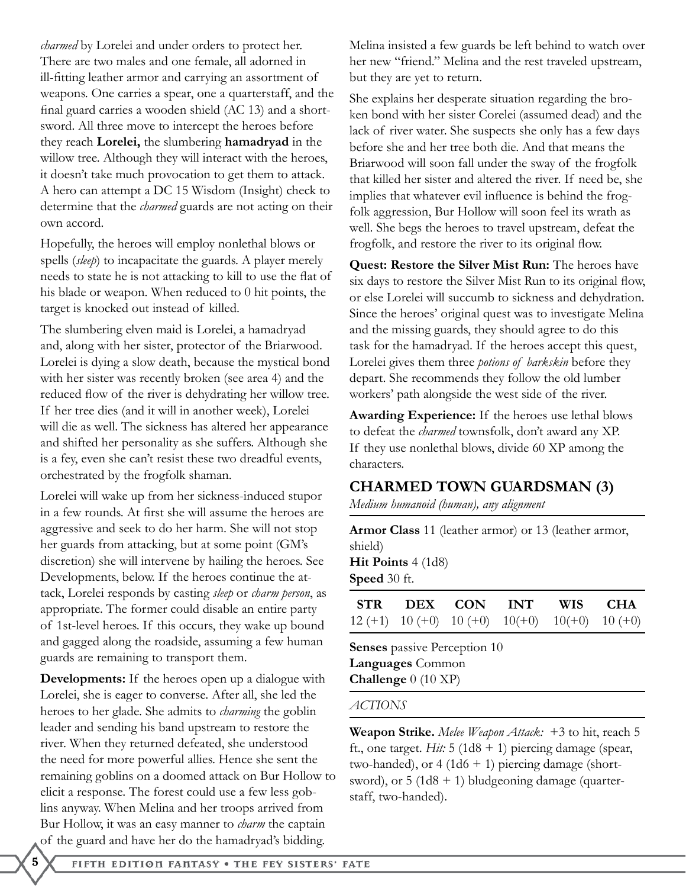*charmed* by Lorelei and under orders to protect her. There are two males and one female, all adorned in ill-fitting leather armor and carrying an assortment of weapons. One carries a spear, one a quarterstaff, and the final guard carries a wooden shield (AC 13) and a shortsword. All three move to intercept the heroes before they reach **Lorelei,** the slumbering **hamadryad** in the willow tree. Although they will interact with the heroes, it doesn't take much provocation to get them to attack. A hero can attempt a DC 15 Wisdom (Insight) check to determine that the *charmed* guards are not acting on their own accord.

Hopefully, the heroes will employ nonlethal blows or spells (*sleep*) to incapacitate the guards. A player merely needs to state he is not attacking to kill to use the flat of his blade or weapon. When reduced to 0 hit points, the target is knocked out instead of killed.

The slumbering elven maid is Lorelei, a hamadryad and, along with her sister, protector of the Briarwood. Lorelei is dying a slow death, because the mystical bond with her sister was recently broken (see area 4) and the reduced flow of the river is dehydrating her willow tree. If her tree dies (and it will in another week), Lorelei will die as well. The sickness has altered her appearance and shifted her personality as she suffers. Although she is a fey, even she can't resist these two dreadful events, orchestrated by the frogfolk shaman.

Lorelei will wake up from her sickness-induced stupor in a few rounds. At first she will assume the heroes are aggressive and seek to do her harm. She will not stop her guards from attacking, but at some point (GM's discretion) she will intervene by hailing the heroes. See Developments, below. If the heroes continue the attack, Lorelei responds by casting *sleep* or *charm person*, as appropriate. The former could disable an entire party of 1st-level heroes. If this occurs, they wake up bound and gagged along the roadside, assuming a few human guards are remaining to transport them.

**Developments:** If the heroes open up a dialogue with Lorelei, she is eager to converse. After all, she led the heroes to her glade. She admits to *charming* the goblin leader and sending his band upstream to restore the river. When they returned defeated, she understood the need for more powerful allies. Hence she sent the remaining goblins on a doomed attack on Bur Hollow to elicit a response. The forest could use a few less goblins anyway. When Melina and her troops arrived from Bur Hollow, it was an easy manner to *charm* the captain of the guard and have her do the hamadryad's bidding. Melina insisted a few guards be left behind to watch over her new "friend." Melina and the rest traveled upstream, but they are yet to return.

She explains her desperate situation regarding the broken bond with her sister Corelei (assumed dead) and the lack of river water. She suspects she only has a few days before she and her tree both die. And that means the Briarwood will soon fall under the sway of the frogfolk that killed her sister and altered the river. If need be, she implies that whatever evil influence is behind the frogfolk aggression, Bur Hollow will soon feel its wrath as well. She begs the heroes to travel upstream, defeat the frogfolk, and restore the river to its original flow.

**Quest: Restore the Silver Mist Run:** The heroes have six days to restore the Silver Mist Run to its original flow, or else Lorelei will succumb to sickness and dehydration. Since the heroes' original quest was to investigate Melina and the missing guards, they should agree to do this task for the hamadryad. If the heroes accept this quest, Lorelei gives them three *potions of barkskin* before they depart. She recommends they follow the old lumber workers' path alongside the west side of the river.

**Awarding Experience:** If the heroes use lethal blows to defeat the *charmed* townsfolk, don't award any XP. If they use nonlethal blows, divide 60 XP among the characters.

## CHARMED TOWN GUARDSMAN (3)

*Medium humanoid (human), any alignment*

**Armor Class** 11 (leather armor) or 13 (leather armor, shield)
**Hit Points** 4 (1d8)
**Speed** 30 ft.

| STR | DEX | CON | INT | WIS | CHA |
|---|---|---|---|---|---|
| 12 (+1) | 10 (+0) | 10 (+0) | 10(+0) | 10(+0) | 10 (+0) |

**Senses** passive Perception 10
**Languages** Common
**Challenge** 0 (10 XP)

*ACTIONS*

**Weapon Strike.** *Melee Weapon Attack:* +3 to hit, reach 5 ft., one target. *Hit:* 5 (1d8 + 1) piercing damage (spear, two-handed), or 4 (1d6 + 1) piercing damage (shortsword), or 5 (1d8 + 1) bludgeoning damage (quarterstaff, two-handed).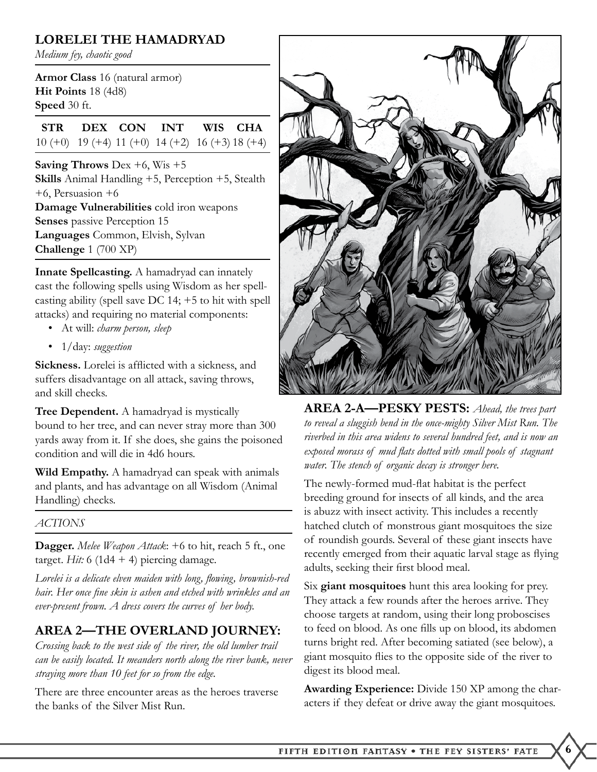## LORELEI THE HAMADRYAD

*Medium fey, chaotic good*

**Armor Class** 16 (natural armor)
**Hit Points** 18 (4d8)
**Speed** 30 ft.

| STR | DEX | CON | INT | WIS | CHA |
|---|---|---|---|---|---|
| 10 (+0) | 19 (+4) | 11 (+0) | 14 (+2) | 16 (+3) | 18 (+4) |

**Saving Throws** Dex +6, Wis +5
**Skills** Animal Handling +5, Perception +5, Stealth +6, Persuasion +6
**Damage Vulnerabilities** cold iron weapons
**Senses** passive Perception 15
**Languages** Common, Elvish, Sylvan
**Challenge** 1 (700 XP)

**Innate Spellcasting.** A hamadryad can innately cast the following spells using Wisdom as her spellcasting ability (spell save DC 14; +5 to hit with spell attacks) and requiring no material components:

- At will: *charm person, sleep*
- 1/day: *suggestion*

**Sickness.** Lorelei is afflicted with a sickness, and suffers disadvantage on all attack, saving throws, and skill checks.

**Tree Dependent.** A hamadryad is mystically bound to her tree, and can never stray more than 300 yards away from it. If she does, she gains the poisoned condition and will die in 4d6 hours.

**Wild Empathy.** A hamadryad can speak with animals and plants, and has advantage on all Wisdom (Animal Handling) checks.

*ACTIONS*

**Dagger.** *Melee Weapon Attack*: +6 to hit, reach 5 ft., one target. *Hit:* 6 (1d4 + 4) piercing damage.

*Lorelei is a delicate elven maiden with long, flowing, brownish-red hair. Her once fine skin is ashen and etched with wrinkles and an ever-present frown. A dress covers the curves of her body.*

## AREA 2—THE OVERLAND JOURNEY:

*Crossing back to the west side of the river, the old lumber trail can be easily located. It meanders north along the river bank, never straying more than 10 feet for so from the edge.*

There are three encounter areas as the heroes traverse the banks of the Silver Mist Run.

**AREA 2-A—PESKY PESTS:** *Ahead, the trees part to reveal a sluggish bend in the once-mighty Silver Mist Run. The riverbed in this area widens to several hundred feet, and is now an exposed morass of mud flats dotted with small pools of stagnant water. The stench of organic decay is stronger here.*

The newly-formed mud-flat habitat is the perfect breeding ground for insects of all kinds, and the area is abuzz with insect activity. This includes a recently hatched clutch of monstrous giant mosquitoes the size of roundish gourds. Several of these giant insects have recently emerged from their aquatic larval stage as flying adults, seeking their first blood meal.

Six **giant mosquitoes** hunt this area looking for prey. They attack a few rounds after the heroes arrive. They choose targets at random, using their long proboscises to feed on blood. As one fills up on blood, its abdomen turns bright red. After becoming satiated (see below), a giant mosquito flies to the opposite side of the river to digest its blood meal.

**Awarding Experience:** Divide 150 XP among the characters if they defeat or drive away the giant mosquitoes.